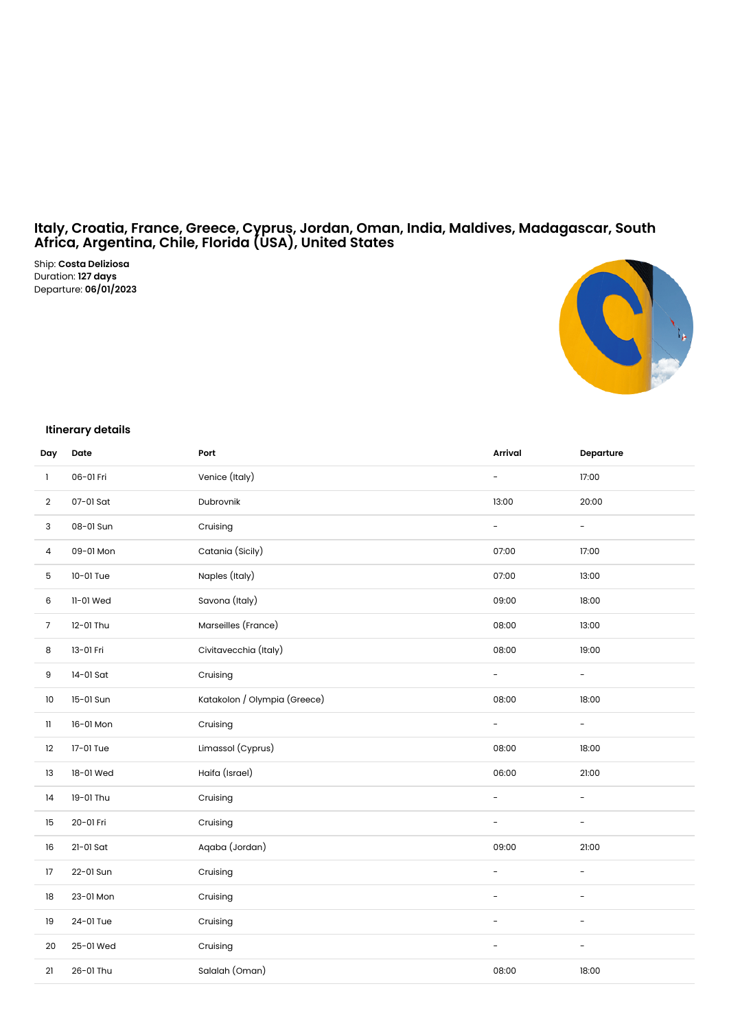# Italy, Croatia, France, Greece, Cyprus, Jordan, Oman, India, Maldives, Madagascar, South Africa, Argentina, Chile, Florida (USA), United States

Ship: **Costa Deliziosa**
Duration: **127 days**
Departure: **06/01/2023**

## Itinerary details

| Day | Date | Port | Arrival | Departure |
|---|---|---|---|---|
| 1 | 06-01 Fri | Venice (Italy) | - | 17:00 |
| 2 | 07-01 Sat | Dubrovnik | 13:00 | 20:00 |
| 3 | 08-01 Sun | Cruising | - | - |
| 4 | 09-01 Mon | Catania (Sicily) | 07:00 | 17:00 |
| 5 | 10-01 Tue | Naples (Italy) | 07:00 | 13:00 |
| 6 | 11-01 Wed | Savona (Italy) | 09:00 | 18:00 |
| 7 | 12-01 Thu | Marseilles (France) | 08:00 | 13:00 |
| 8 | 13-01 Fri | Civitavecchia (Italy) | 08:00 | 19:00 |
| 9 | 14-01 Sat | Cruising | - | - |
| 10 | 15-01 Sun | Katakolon / Olympia (Greece) | 08:00 | 18:00 |
| 11 | 16-01 Mon | Cruising | - | - |
| 12 | 17-01 Tue | Limassol (Cyprus) | 08:00 | 18:00 |
| 13 | 18-01 Wed | Haifa (Israel) | 06:00 | 21:00 |
| 14 | 19-01 Thu | Cruising | - | - |
| 15 | 20-01 Fri | Cruising | - | - |
| 16 | 21-01 Sat | Aqaba (Jordan) | 09:00 | 21:00 |
| 17 | 22-01 Sun | Cruising | - | - |
| 18 | 23-01 Mon | Cruising | - | - |
| 19 | 24-01 Tue | Cruising | - | - |
| 20 | 25-01 Wed | Cruising | - | - |
| 21 | 26-01 Thu | Salalah (Oman) | 08:00 | 18:00 |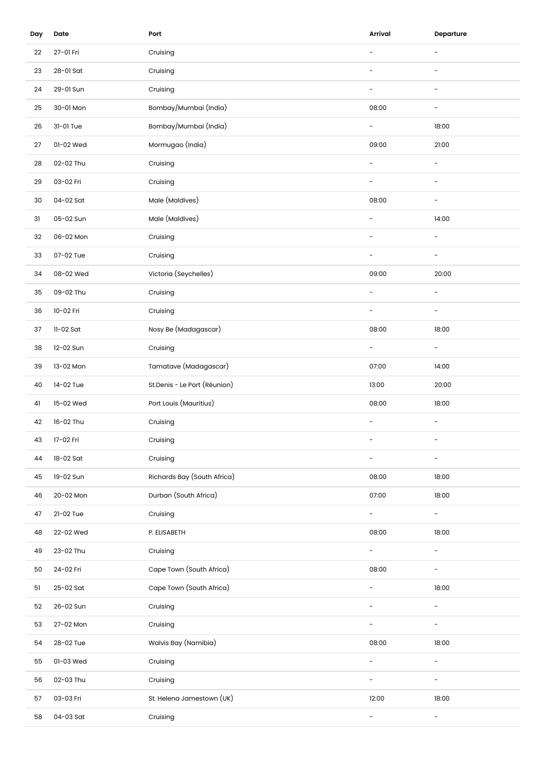| Day | Date | Port | Arrival | Departure |
| --- | --- | --- | --- | --- |
| 22 | 27-01 Fri | Cruising | - | - |
| 23 | 28-01 Sat | Cruising | - | - |
| 24 | 29-01 Sun | Cruising | - | - |
| 25 | 30-01 Mon | Bombay/Mumbai (India) | 08:00 | - |
| 26 | 31-01 Tue | Bombay/Mumbai (India) | - | 18:00 |
| 27 | 01-02 Wed | Mormugao (India) | 09:00 | 21:00 |
| 28 | 02-02 Thu | Cruising | - | - |
| 29 | 03-02 Fri | Cruising | - | - |
| 30 | 04-02 Sat | Male (Maldives) | 08:00 | - |
| 31 | 05-02 Sun | Male (Maldives) | - | 14:00 |
| 32 | 06-02 Mon | Cruising | - | - |
| 33 | 07-02 Tue | Cruising | - | - |
| 34 | 08-02 Wed | Victoria (Seychelles) | 09:00 | 20:00 |
| 35 | 09-02 Thu | Cruising | - | - |
| 36 | 10-02 Fri | Cruising | - | - |
| 37 | 11-02 Sat | Nosy Be (Madagascar) | 08:00 | 18:00 |
| 38 | 12-02 Sun | Cruising | - | - |
| 39 | 13-02 Mon | Tamatave (Madagascar) | 07:00 | 14:00 |
| 40 | 14-02 Tue | St.Denis - Le Port (Réunion) | 13:00 | 20:00 |
| 41 | 15-02 Wed | Port Louis (Mauritius) | 08:00 | 18:00 |
| 42 | 16-02 Thu | Cruising | - | - |
| 43 | 17-02 Fri | Cruising | - | - |
| 44 | 18-02 Sat | Cruising | - | - |
| 45 | 19-02 Sun | Richards Bay (South Africa) | 08:00 | 18:00 |
| 46 | 20-02 Mon | Durban (South Africa) | 07:00 | 18:00 |
| 47 | 21-02 Tue | Cruising | - | - |
| 48 | 22-02 Wed | P. ELISABETH | 08:00 | 18:00 |
| 49 | 23-02 Thu | Cruising | - | - |
| 50 | 24-02 Fri | Cape Town (South Africa) | 08:00 | - |
| 51 | 25-02 Sat | Cape Town (South Africa) | - | 18:00 |
| 52 | 26-02 Sun | Cruising | - | - |
| 53 | 27-02 Mon | Cruising | - | - |
| 54 | 28-02 Tue | Walvis Bay (Namibia) | 08:00 | 18:00 |
| 55 | 01-03 Wed | Cruising | - | - |
| 56 | 02-03 Thu | Cruising | - | - |
| 57 | 03-03 Fri | St. Helena Jamestown (UK) | 12:00 | 18:00 |
| 58 | 04-03 Sat | Cruising | - | - |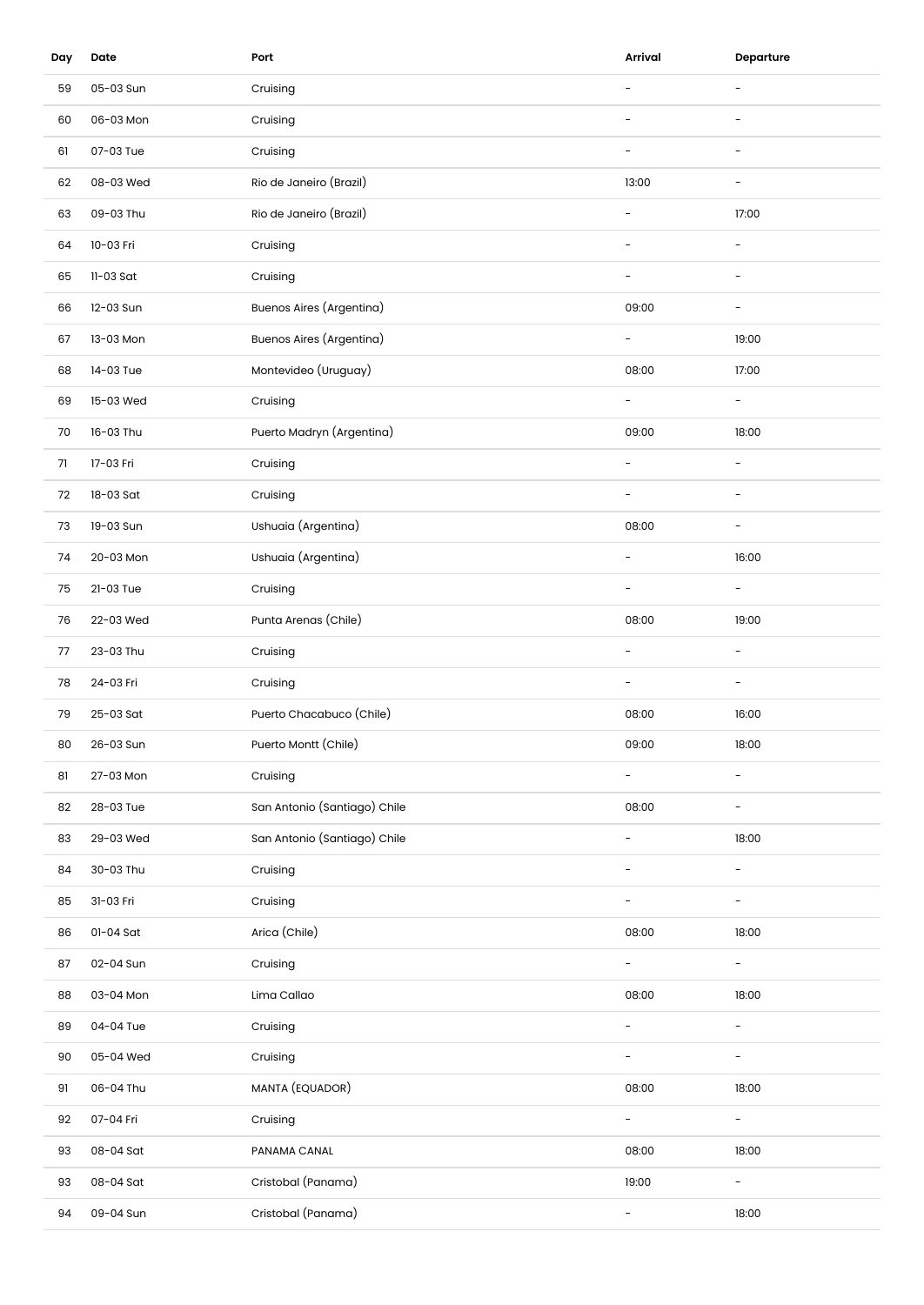| Day | Date | Port | Arrival | Departure |
| --- | --- | --- | --- | --- |
| 59 | 05-03 Sun | Cruising | - | - |
| 60 | 06-03 Mon | Cruising | - | - |
| 61 | 07-03 Tue | Cruising | - | - |
| 62 | 08-03 Wed | Rio de Janeiro (Brazil) | 13:00 | - |
| 63 | 09-03 Thu | Rio de Janeiro (Brazil) | - | 17:00 |
| 64 | 10-03 Fri | Cruising | - | - |
| 65 | 11-03 Sat | Cruising | - | - |
| 66 | 12-03 Sun | Buenos Aires (Argentina) | 09:00 | - |
| 67 | 13-03 Mon | Buenos Aires (Argentina) | - | 19:00 |
| 68 | 14-03 Tue | Montevideo (Uruguay) | 08:00 | 17:00 |
| 69 | 15-03 Wed | Cruising | - | - |
| 70 | 16-03 Thu | Puerto Madryn (Argentina) | 09:00 | 18:00 |
| 71 | 17-03 Fri | Cruising | - | - |
| 72 | 18-03 Sat | Cruising | - | - |
| 73 | 19-03 Sun | Ushuaia (Argentina) | 08:00 | - |
| 74 | 20-03 Mon | Ushuaia (Argentina) | - | 16:00 |
| 75 | 21-03 Tue | Cruising | - | - |
| 76 | 22-03 Wed | Punta Arenas (Chile) | 08:00 | 19:00 |
| 77 | 23-03 Thu | Cruising | - | - |
| 78 | 24-03 Fri | Cruising | - | - |
| 79 | 25-03 Sat | Puerto Chacabuco (Chile) | 08:00 | 16:00 |
| 80 | 26-03 Sun | Puerto Montt (Chile) | 09:00 | 18:00 |
| 81 | 27-03 Mon | Cruising | - | - |
| 82 | 28-03 Tue | San Antonio (Santiago) Chile | 08:00 | - |
| 83 | 29-03 Wed | San Antonio (Santiago) Chile | - | 18:00 |
| 84 | 30-03 Thu | Cruising | - | - |
| 85 | 31-03 Fri | Cruising | - | - |
| 86 | 01-04 Sat | Arica (Chile) | 08:00 | 18:00 |
| 87 | 02-04 Sun | Cruising | - | - |
| 88 | 03-04 Mon | Lima Callao | 08:00 | 18:00 |
| 89 | 04-04 Tue | Cruising | - | - |
| 90 | 05-04 Wed | Cruising | - | - |
| 91 | 06-04 Thu | MANTA (EQUADOR) | 08:00 | 18:00 |
| 92 | 07-04 Fri | Cruising | - | - |
| 93 | 08-04 Sat | PANAMA CANAL | 08:00 | 18:00 |
| 93 | 08-04 Sat | Cristobal (Panama) | 19:00 | - |
| 94 | 09-04 Sun | Cristobal (Panama) | - | 18:00 |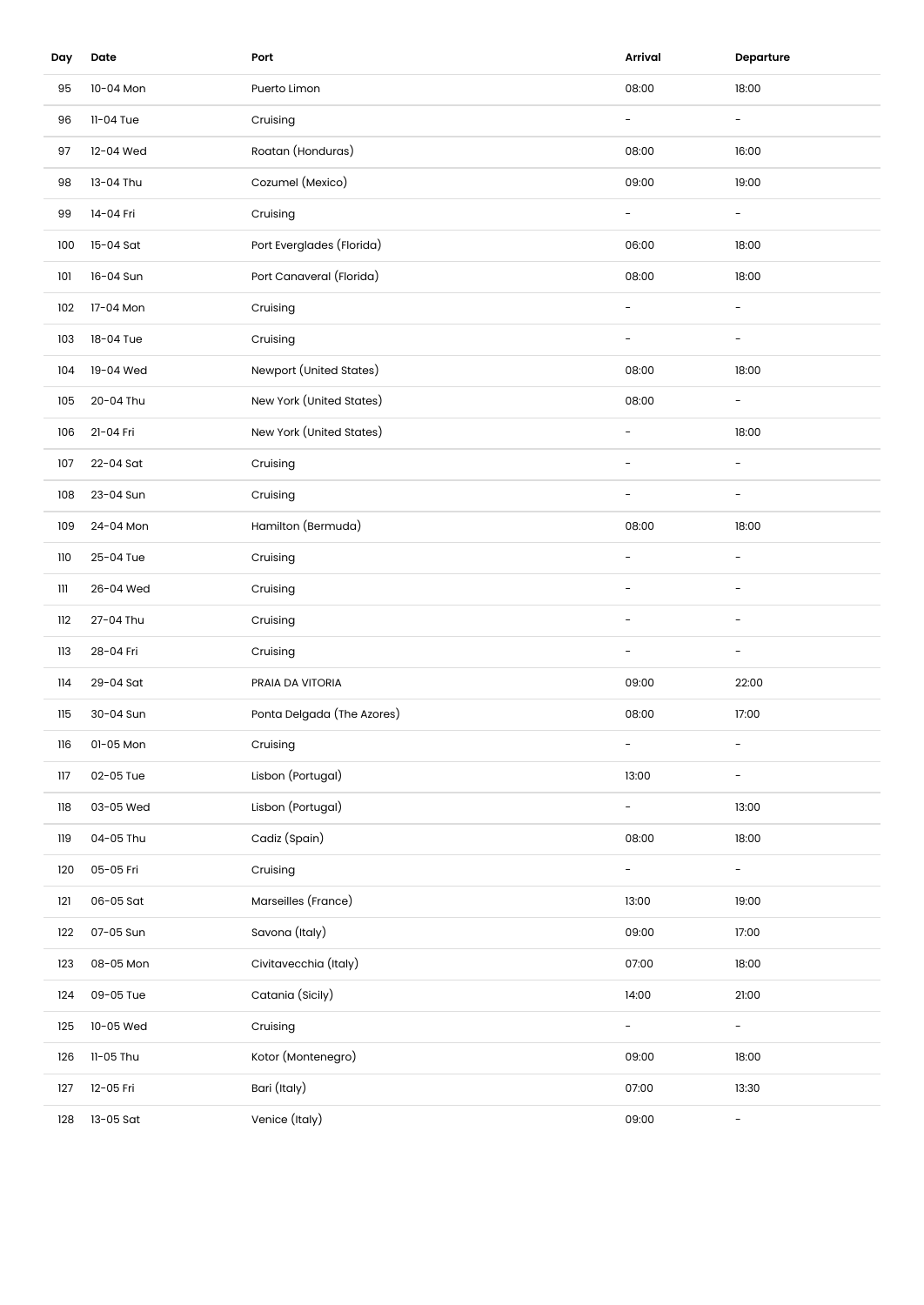| Day | Date | Port | Arrival | Departure |
|---|---|---|---|---|
| 95 | 10-04 Mon | Puerto Limon | 08:00 | 18:00 |
| 96 | 11-04 Tue | Cruising | - | - |
| 97 | 12-04 Wed | Roatan (Honduras) | 08:00 | 16:00 |
| 98 | 13-04 Thu | Cozumel (Mexico) | 09:00 | 19:00 |
| 99 | 14-04 Fri | Cruising | - | - |
| 100 | 15-04 Sat | Port Everglades (Florida) | 06:00 | 18:00 |
| 101 | 16-04 Sun | Port Canaveral (Florida) | 08:00 | 18:00 |
| 102 | 17-04 Mon | Cruising | - | - |
| 103 | 18-04 Tue | Cruising | - | - |
| 104 | 19-04 Wed | Newport (United States) | 08:00 | 18:00 |
| 105 | 20-04 Thu | New York (United States) | 08:00 | - |
| 106 | 21-04 Fri | New York (United States) | - | 18:00 |
| 107 | 22-04 Sat | Cruising | - | - |
| 108 | 23-04 Sun | Cruising | - | - |
| 109 | 24-04 Mon | Hamilton (Bermuda) | 08:00 | 18:00 |
| 110 | 25-04 Tue | Cruising | - | - |
| 111 | 26-04 Wed | Cruising | - | - |
| 112 | 27-04 Thu | Cruising | - | - |
| 113 | 28-04 Fri | Cruising | - | - |
| 114 | 29-04 Sat | PRAIA DA VITORIA | 09:00 | 22:00 |
| 115 | 30-04 Sun | Ponta Delgada (The Azores) | 08:00 | 17:00 |
| 116 | 01-05 Mon | Cruising | - | - |
| 117 | 02-05 Tue | Lisbon (Portugal) | 13:00 | - |
| 118 | 03-05 Wed | Lisbon (Portugal) | - | 13:00 |
| 119 | 04-05 Thu | Cadiz (Spain) | 08:00 | 18:00 |
| 120 | 05-05 Fri | Cruising | - | - |
| 121 | 06-05 Sat | Marseilles (France) | 13:00 | 19:00 |
| 122 | 07-05 Sun | Savona (Italy) | 09:00 | 17:00 |
| 123 | 08-05 Mon | Civitavecchia (Italy) | 07:00 | 18:00 |
| 124 | 09-05 Tue | Catania (Sicily) | 14:00 | 21:00 |
| 125 | 10-05 Wed | Cruising | - | - |
| 126 | 11-05 Thu | Kotor (Montenegro) | 09:00 | 18:00 |
| 127 | 12-05 Fri | Bari (Italy) | 07:00 | 13:30 |
| 128 | 13-05 Sat | Venice (Italy) | 09:00 | - |